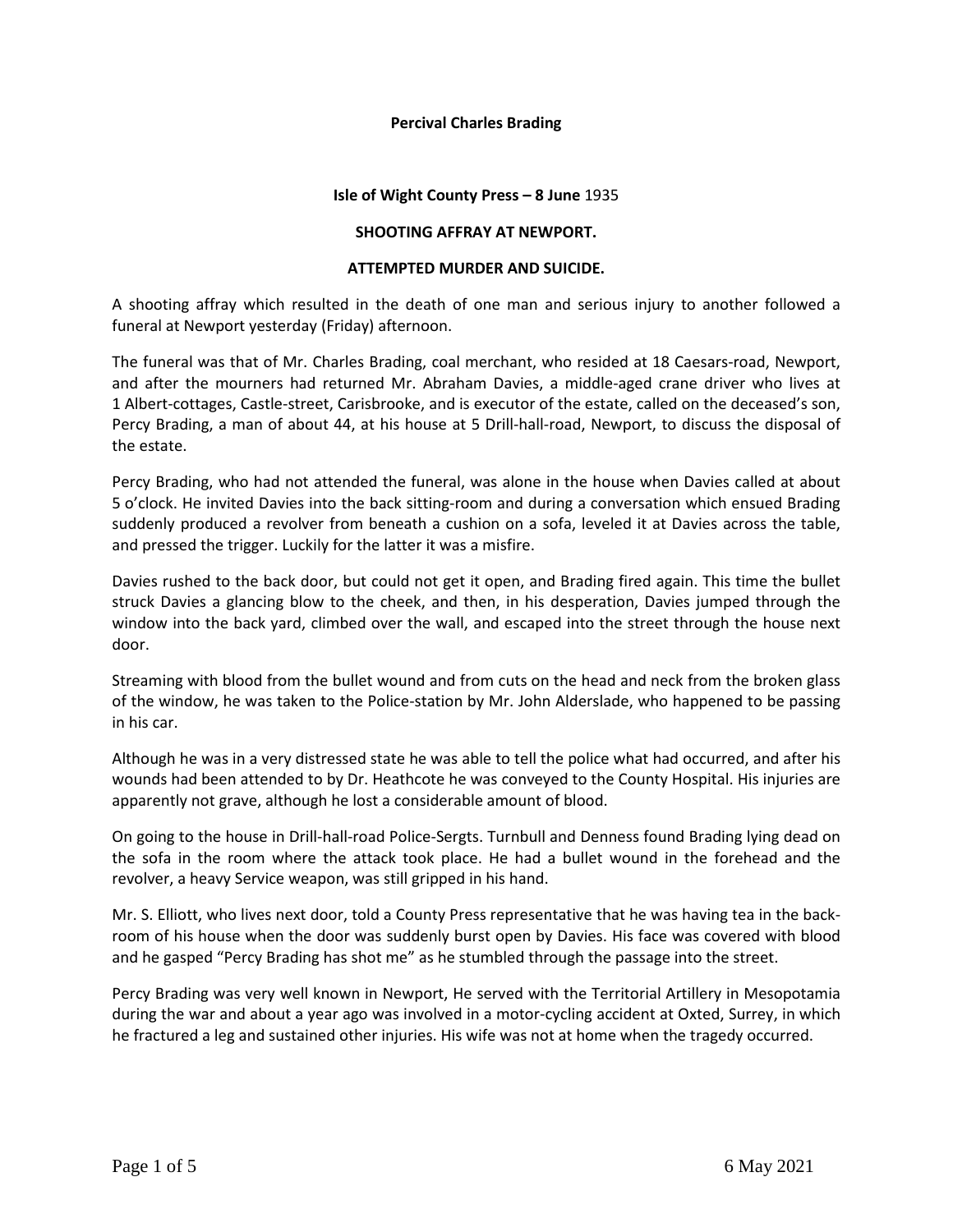**Percival Charles Brading**

**Isle of Wight County Press – 8 June** 1935

**SHOOTING AFFRAY AT NEWPORT.**

**ATTEMPTED MURDER AND SUICIDE.**

A shooting affray which resulted in the death of one man and serious injury to another followed a funeral at Newport yesterday (Friday) afternoon.

The funeral was that of Mr. Charles Brading, coal merchant, who resided at 18 Caesars-road, Newport, and after the mourners had returned Mr. Abraham Davies, a middle-aged crane driver who lives at 1 Albert-cottages, Castle-street, Carisbrooke, and is executor of the estate, called on the deceased's son, Percy Brading, a man of about 44, at his house at 5 Drill-hall-road, Newport, to discuss the disposal of the estate.

Percy Brading, who had not attended the funeral, was alone in the house when Davies called at about 5 o'clock. He invited Davies into the back sitting-room and during a conversation which ensued Brading suddenly produced a revolver from beneath a cushion on a sofa, leveled it at Davies across the table, and pressed the trigger. Luckily for the latter it was a misfire.

Davies rushed to the back door, but could not get it open, and Brading fired again. This time the bullet struck Davies a glancing blow to the cheek, and then, in his desperation, Davies jumped through the window into the back yard, climbed over the wall, and escaped into the street through the house next door.

Streaming with blood from the bullet wound and from cuts on the head and neck from the broken glass of the window, he was taken to the Police-station by Mr. John Alderslade, who happened to be passing in his car.

Although he was in a very distressed state he was able to tell the police what had occurred, and after his wounds had been attended to by Dr. Heathcote he was conveyed to the County Hospital. His injuries are apparently not grave, although he lost a considerable amount of blood.

On going to the house in Drill-hall-road Police-Sergts. Turnbull and Denness found Brading lying dead on the sofa in the room where the attack took place. He had a bullet wound in the forehead and the revolver, a heavy Service weapon, was still gripped in his hand.

Mr. S. Elliott, who lives next door, told a County Press representative that he was having tea in the back-room of his house when the door was suddenly burst open by Davies. His face was covered with blood and he gasped "Percy Brading has shot me" as he stumbled through the passage into the street.

Percy Brading was very well known in Newport, He served with the Territorial Artillery in Mesopotamia during the war and about a year ago was involved in a motor-cycling accident at Oxted, Surrey, in which he fractured a leg and sustained other injuries. His wife was not at home when the tragedy occurred.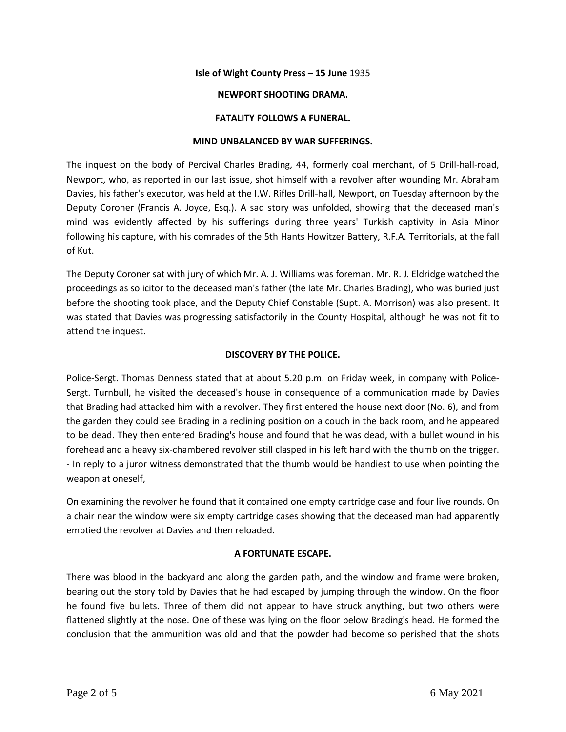**Isle of Wight County Press – 15 June** 1935

**NEWPORT SHOOTING DRAMA.**

**FATALITY FOLLOWS A FUNERAL.**

**MIND UNBALANCED BY WAR SUFFERINGS.**

The inquest on the body of Percival Charles Brading, 44, formerly coal merchant, of 5 Drill-hall-road, Newport, who, as reported in our last issue, shot himself with a revolver after wounding Mr. Abraham Davies, his father's executor, was held at the I.W. Rifles Drill-hall, Newport, on Tuesday afternoon by the Deputy Coroner (Francis A. Joyce, Esq.). A sad story was unfolded, showing that the deceased man's mind was evidently affected by his sufferings during three years' Turkish captivity in Asia Minor following his capture, with his comrades of the 5th Hants Howitzer Battery, R.F.A. Territorials, at the fall of Kut.

The Deputy Coroner sat with jury of which Mr. A. J. Williams was foreman. Mr. R. J. Eldridge watched the proceedings as solicitor to the deceased man's father (the late Mr. Charles Brading), who was buried just before the shooting took place, and the Deputy Chief Constable (Supt. A. Morrison) was also present. It was stated that Davies was progressing satisfactorily in the County Hospital, although he was not fit to attend the inquest.

**DISCOVERY BY THE POLICE.**

Police-Sergt. Thomas Denness stated that at about 5.20 p.m. on Friday week, in company with Police-Sergt. Turnbull, he visited the deceased's house in consequence of a communication made by Davies that Brading had attacked him with a revolver. They first entered the house next door (No. 6), and from the garden they could see Brading in a reclining position on a couch in the back room, and he appeared to be dead. They then entered Brading's house and found that he was dead, with a bullet wound in his forehead and a heavy six-chambered revolver still clasped in his left hand with the thumb on the trigger. - In reply to a juror witness demonstrated that the thumb would be handiest to use when pointing the weapon at oneself,

On examining the revolver he found that it contained one empty cartridge case and four live rounds. On a chair near the window were six empty cartridge cases showing that the deceased man had apparently emptied the revolver at Davies and then reloaded.

**A FORTUNATE ESCAPE.**

There was blood in the backyard and along the garden path, and the window and frame were broken, bearing out the story told by Davies that he had escaped by jumping through the window. On the floor he found five bullets. Three of them did not appear to have struck anything, but two others were flattened slightly at the nose. One of these was lying on the floor below Brading's head. He formed the conclusion that the ammunition was old and that the powder had become so perished that the shots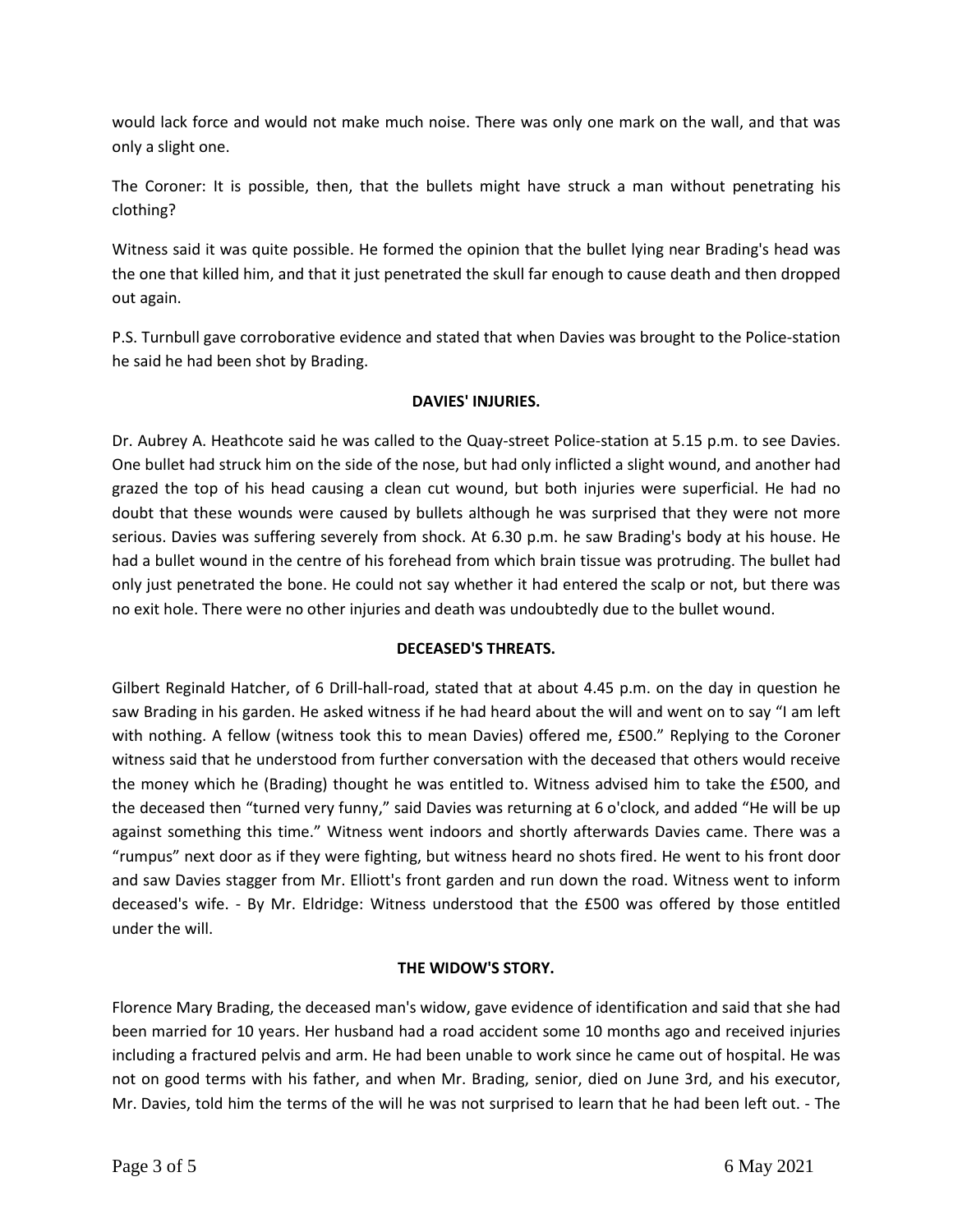would lack force and would not make much noise. There was only one mark on the wall, and that was only a slight one.

The Coroner: It is possible, then, that the bullets might have struck a man without penetrating his clothing?

Witness said it was quite possible. He formed the opinion that the bullet lying near Brading's head was the one that killed him, and that it just penetrated the skull far enough to cause death and then dropped out again.

P.S. Turnbull gave corroborative evidence and stated that when Davies was brought to the Police-station he said he had been shot by Brading.

**DAVIES' INJURIES.**

Dr. Aubrey A. Heathcote said he was called to the Quay-street Police-station at 5.15 p.m. to see Davies. One bullet had struck him on the side of the nose, but had only inflicted a slight wound, and another had grazed the top of his head causing a clean cut wound, but both injuries were superficial. He had no doubt that these wounds were caused by bullets although he was surprised that they were not more serious. Davies was suffering severely from shock. At 6.30 p.m. he saw Brading's body at his house. He had a bullet wound in the centre of his forehead from which brain tissue was protruding. The bullet had only just penetrated the bone. He could not say whether it had entered the scalp or not, but there was no exit hole. There were no other injuries and death was undoubtedly due to the bullet wound.

**DECEASED'S THREATS.**

Gilbert Reginald Hatcher, of 6 Drill-hall-road, stated that at about 4.45 p.m. on the day in question he saw Brading in his garden. He asked witness if he had heard about the will and went on to say "I am left with nothing. A fellow (witness took this to mean Davies) offered me, £500." Replying to the Coroner witness said that he understood from further conversation with the deceased that others would receive the money which he (Brading) thought he was entitled to. Witness advised him to take the £500, and the deceased then "turned very funny," said Davies was returning at 6 o'clock, and added "He will be up against something this time." Witness went indoors and shortly afterwards Davies came. There was a "rumpus" next door as if they were fighting, but witness heard no shots fired. He went to his front door and saw Davies stagger from Mr. Elliott's front garden and run down the road. Witness went to inform deceased's wife. - By Mr. Eldridge: Witness understood that the £500 was offered by those entitled under the will.

**THE WIDOW'S STORY.**

Florence Mary Brading, the deceased man's widow, gave evidence of identification and said that she had been married for 10 years. Her husband had a road accident some 10 months ago and received injuries including a fractured pelvis and arm. He had been unable to work since he came out of hospital. He was not on good terms with his father, and when Mr. Brading, senior, died on June 3rd, and his executor, Mr. Davies, told him the terms of the will he was not surprised to learn that he had been left out. - The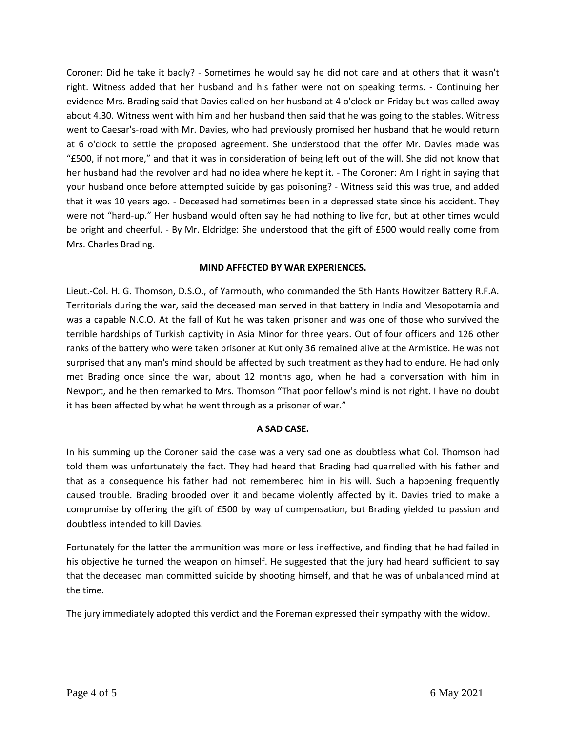Coroner: Did he take it badly? - Sometimes he would say he did not care and at others that it wasn't right. Witness added that her husband and his father were not on speaking terms. - Continuing her evidence Mrs. Brading said that Davies called on her husband at 4 o'clock on Friday but was called away about 4.30. Witness went with him and her husband then said that he was going to the stables. Witness went to Caesar's-road with Mr. Davies, who had previously promised her husband that he would return at 6 o'clock to settle the proposed agreement. She understood that the offer Mr. Davies made was "£500, if not more," and that it was in consideration of being left out of the will. She did not know that her husband had the revolver and had no idea where he kept it. - The Coroner: Am I right in saying that your husband once before attempted suicide by gas poisoning? - Witness said this was true, and added that it was 10 years ago. - Deceased had sometimes been in a depressed state since his accident. They were not "hard-up." Her husband would often say he had nothing to live for, but at other times would be bright and cheerful. - By Mr. Eldridge: She understood that the gift of £500 would really come from Mrs. Charles Brading.

**MIND AFFECTED BY WAR EXPERIENCES.**

Lieut.-Col. H. G. Thomson, D.S.O., of Yarmouth, who commanded the 5th Hants Howitzer Battery R.F.A. Territorials during the war, said the deceased man served in that battery in India and Mesopotamia and was a capable N.C.O. At the fall of Kut he was taken prisoner and was one of those who survived the terrible hardships of Turkish captivity in Asia Minor for three years. Out of four officers and 126 other ranks of the battery who were taken prisoner at Kut only 36 remained alive at the Armistice. He was not surprised that any man's mind should be affected by such treatment as they had to endure. He had only met Brading once since the war, about 12 months ago, when he had a conversation with him in Newport, and he then remarked to Mrs. Thomson "That poor fellow's mind is not right. I have no doubt it has been affected by what he went through as a prisoner of war."

**A SAD CASE.**

In his summing up the Coroner said the case was a very sad one as doubtless what Col. Thomson had told them was unfortunately the fact. They had heard that Brading had quarrelled with his father and that as a consequence his father had not remembered him in his will. Such a happening frequently caused trouble. Brading brooded over it and became violently affected by it. Davies tried to make a compromise by offering the gift of £500 by way of compensation, but Brading yielded to passion and doubtless intended to kill Davies.

Fortunately for the latter the ammunition was more or less ineffective, and finding that he had failed in his objective he turned the weapon on himself. He suggested that the jury had heard sufficient to say that the deceased man committed suicide by shooting himself, and that he was of unbalanced mind at the time.

The jury immediately adopted this verdict and the Foreman expressed their sympathy with the widow.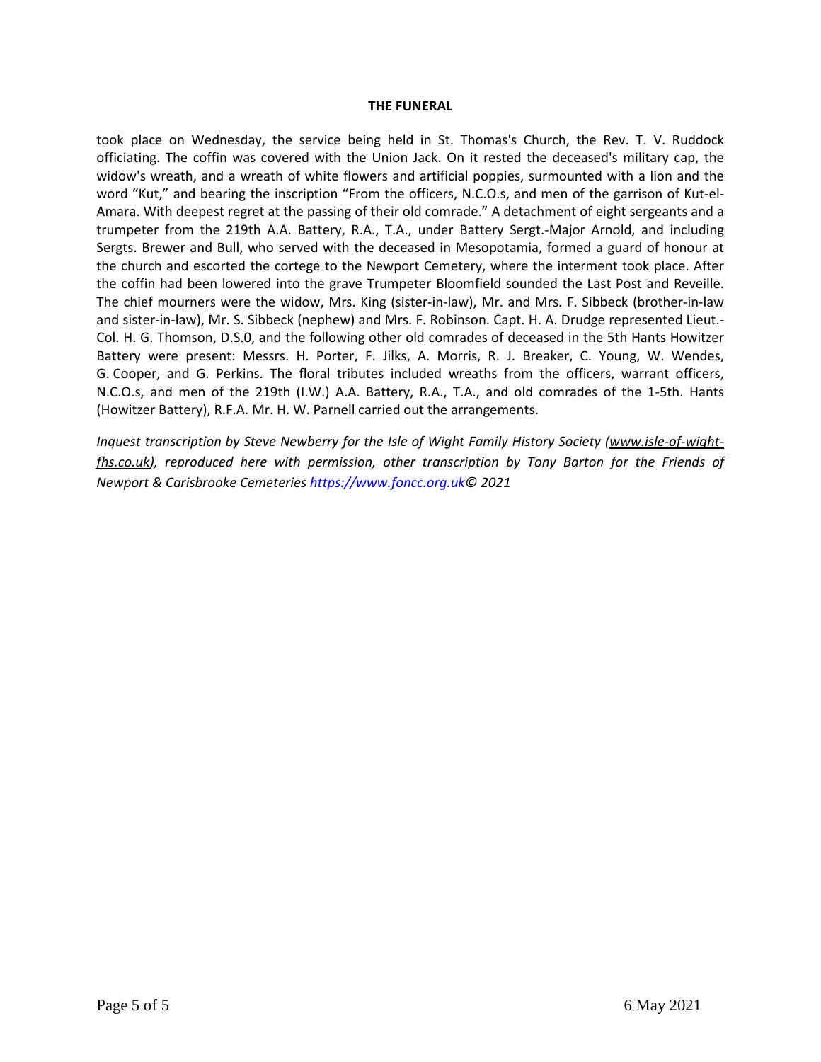**THE FUNERAL**

took place on Wednesday, the service being held in St. Thomas's Church, the Rev. T. V. Ruddock officiating. The coffin was covered with the Union Jack. On it rested the deceased's military cap, the widow's wreath, and a wreath of white flowers and artificial poppies, surmounted with a lion and the word "Kut," and bearing the inscription "From the officers, N.C.O.s, and men of the garrison of Kut-el-Amara. With deepest regret at the passing of their old comrade." A detachment of eight sergeants and a trumpeter from the 219th A.A. Battery, R.A., T.A., under Battery Sergt.-Major Arnold, and including Sergts. Brewer and Bull, who served with the deceased in Mesopotamia, formed a guard of honour at the church and escorted the cortege to the Newport Cemetery, where the interment took place. After the coffin had been lowered into the grave Trumpeter Bloomfield sounded the Last Post and Reveille. The chief mourners were the widow, Mrs. King (sister-in-law), Mr. and Mrs. F. Sibbeck (brother-in-law and sister-in-law), Mr. S. Sibbeck (nephew) and Mrs. F. Robinson. Capt. H. A. Drudge represented Lieut.-Col. H. G. Thomson, D.S.0, and the following other old comrades of deceased in the 5th Hants Howitzer Battery were present: Messrs. H. Porter, F. Jilks, A. Morris, R. J. Breaker, C. Young, W. Wendes, G. Cooper, and G. Perkins. The floral tributes included wreaths from the officers, warrant officers, N.C.O.s, and men of the 219th (I.W.) A.A. Battery, R.A., T.A., and old comrades of the 1-5th. Hants (Howitzer Battery), R.F.A. Mr. H. W. Parnell carried out the arrangements.

*Inquest transcription by Steve Newberry for the Isle of Wight Family History Society (www.isle-of-wight-fhs.co.uk), reproduced here with permission, other transcription by Tony Barton for the Friends of Newport & Carisbrooke Cemeteries https://www.foncc.org.uk© 2021*